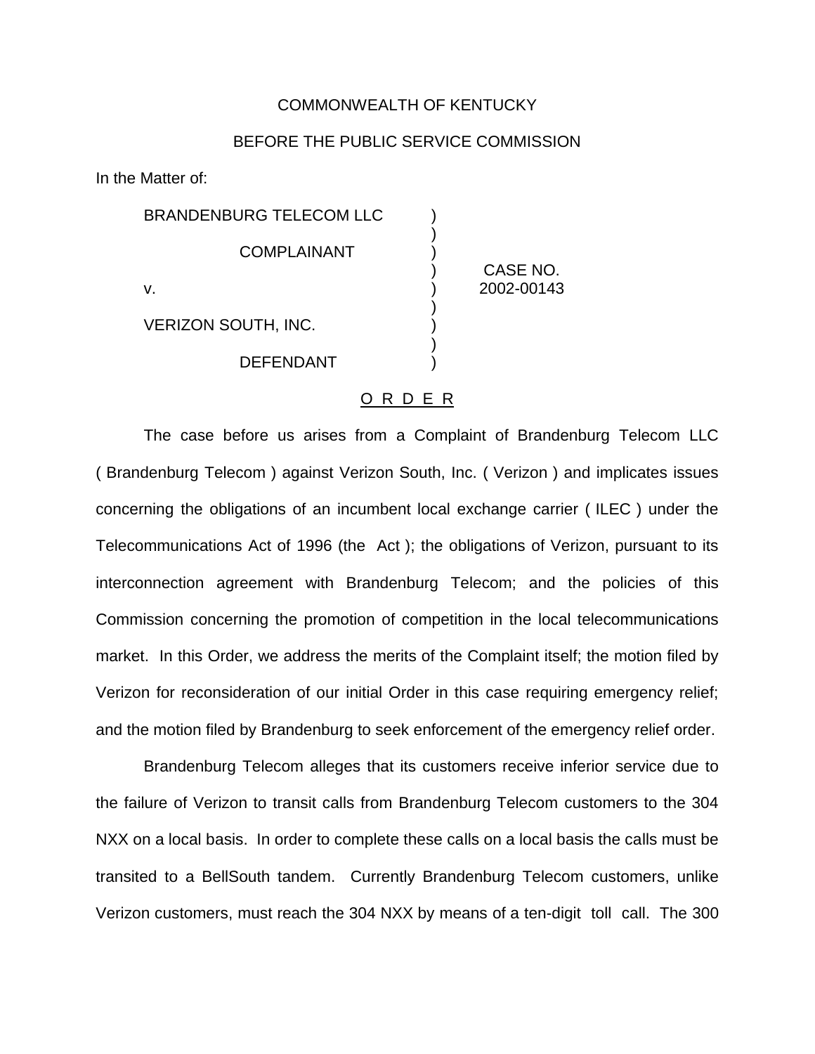COMMONWEALTH OF KENTUCKY

BEFORE THE PUBLIC SERVICE COMMISSION

In the Matter of:

| | | |
|---|---|---|
| BRANDENBURG TELECOM LLC | ) | |
| COMPLAINANT | ) | |
| v. | ) | CASE NO. 2002-00143 |
| VERIZON SOUTH, INC. | ) | |
| DEFENDANT | ) | |

## O R D E R

The case before us arises from a Complaint of Brandenburg Telecom LLC ( Brandenburg Telecom ) against Verizon South, Inc. ( Verizon ) and implicates issues concerning the obligations of an incumbent local exchange carrier ( ILEC ) under the Telecommunications Act of 1996 (the Act ); the obligations of Verizon, pursuant to its interconnection agreement with Brandenburg Telecom; and the policies of this Commission concerning the promotion of competition in the local telecommunications market. In this Order, we address the merits of the Complaint itself; the motion filed by Verizon for reconsideration of our initial Order in this case requiring emergency relief; and the motion filed by Brandenburg to seek enforcement of the emergency relief order.

Brandenburg Telecom alleges that its customers receive inferior service due to the failure of Verizon to transit calls from Brandenburg Telecom customers to the 304 NXX on a local basis. In order to complete these calls on a local basis the calls must be transited to a BellSouth tandem. Currently Brandenburg Telecom customers, unlike Verizon customers, must reach the 304 NXX by means of a ten-digit toll call. The 300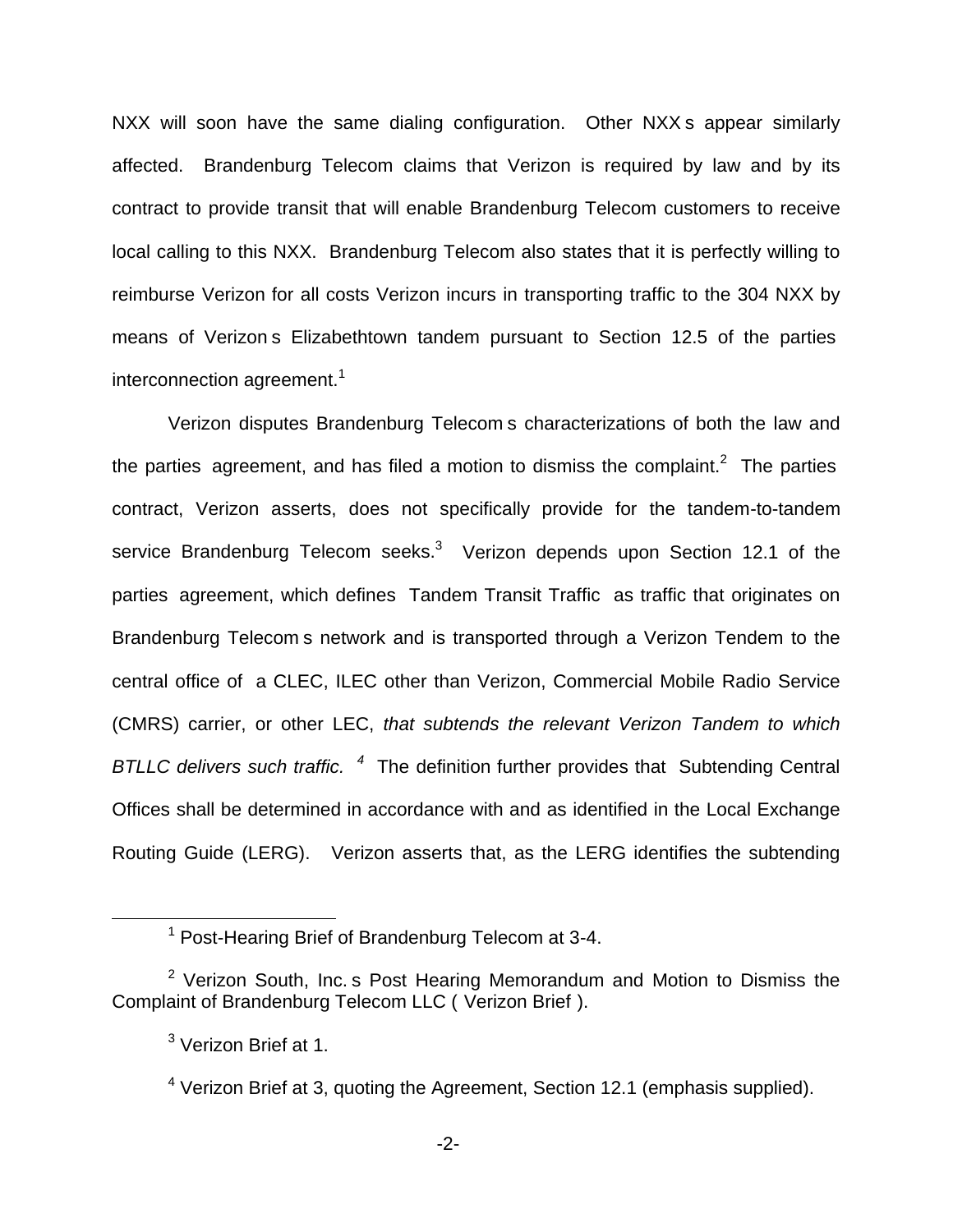NXX will soon have the same dialing configuration. Other NXX s appear similarly affected. Brandenburg Telecom claims that Verizon is required by law and by its contract to provide transit that will enable Brandenburg Telecom customers to receive local calling to this NXX. Brandenburg Telecom also states that it is perfectly willing to reimburse Verizon for all costs Verizon incurs in transporting traffic to the 304 NXX by means of Verizon s Elizabethtown tandem pursuant to Section 12.5 of the parties interconnection agreement.[1]

Verizon disputes Brandenburg Telecom s characterizations of both the law and the parties agreement, and has filed a motion to dismiss the complaint.[2] The parties contract, Verizon asserts, does not specifically provide for the tandem-to-tandem service Brandenburg Telecom seeks.[3] Verizon depends upon Section 12.1 of the parties agreement, which defines Tandem Transit Traffic as traffic that originates on Brandenburg Telecom s network and is transported through a Verizon Tendem to the central office of a CLEC, ILEC other than Verizon, Commercial Mobile Radio Service (CMRS) carrier, or other LEC, *that subtends the relevant Verizon Tandem to which BTLLC delivers such traffic.* [4] The definition further provides that Subtending Central Offices shall be determined in accordance with and as identified in the Local Exchange Routing Guide (LERG). Verizon asserts that, as the LERG identifies the subtending

---

[1] Post-Hearing Brief of Brandenburg Telecom at 3-4.

[2] Verizon South, Inc. s Post Hearing Memorandum and Motion to Dismiss the Complaint of Brandenburg Telecom LLC ( Verizon Brief ).

[3] Verizon Brief at 1.

[4] Verizon Brief at 3, quoting the Agreement, Section 12.1 (emphasis supplied).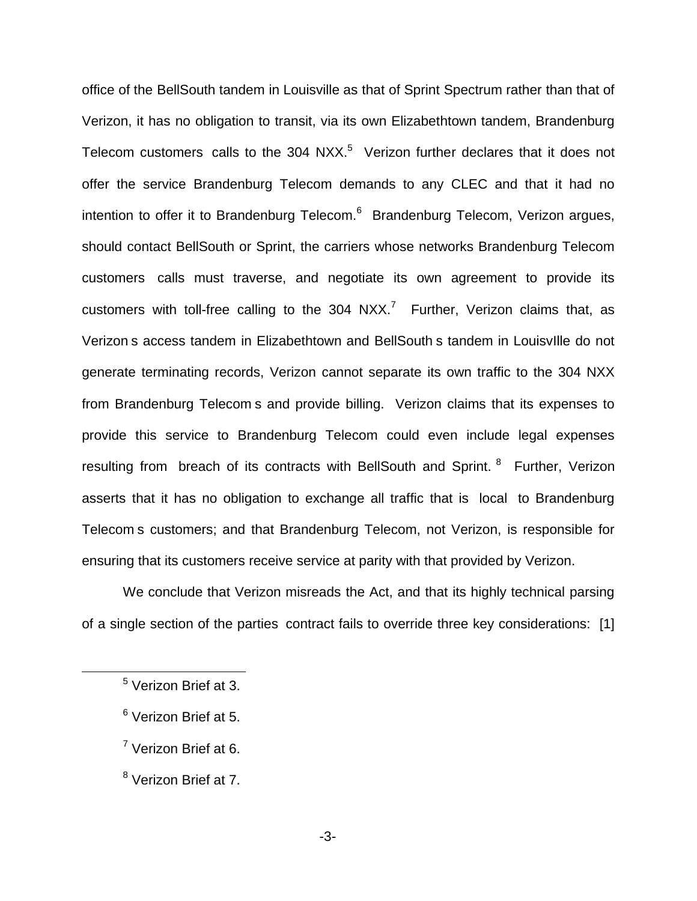office of the BellSouth tandem in Louisville as that of Sprint Spectrum rather than that of Verizon, it has no obligation to transit, via its own Elizabethtown tandem, Brandenburg Telecom customers calls to the 304 NXX.[5] Verizon further declares that it does not offer the service Brandenburg Telecom demands to any CLEC and that it had no intention to offer it to Brandenburg Telecom.[6] Brandenburg Telecom, Verizon argues, should contact BellSouth or Sprint, the carriers whose networks Brandenburg Telecom customers calls must traverse, and negotiate its own agreement to provide its customers with toll-free calling to the 304 NXX.[7] Further, Verizon claims that, as Verizon s access tandem in Elizabethtown and BellSouth s tandem in LouisvIlle do not generate terminating records, Verizon cannot separate its own traffic to the 304 NXX from Brandenburg Telecom s and provide billing. Verizon claims that its expenses to provide this service to Brandenburg Telecom could even include legal expenses resulting from breach of its contracts with BellSouth and Sprint.[8] Further, Verizon asserts that it has no obligation to exchange all traffic that is local to Brandenburg Telecom s customers; and that Brandenburg Telecom, not Verizon, is responsible for ensuring that its customers receive service at parity with that provided by Verizon.

We conclude that Verizon misreads the Act, and that its highly technical parsing of a single section of the parties contract fails to override three key considerations: [1]

[5] Verizon Brief at 3.

[6] Verizon Brief at 5.

[7] Verizon Brief at 6.

[8] Verizon Brief at 7.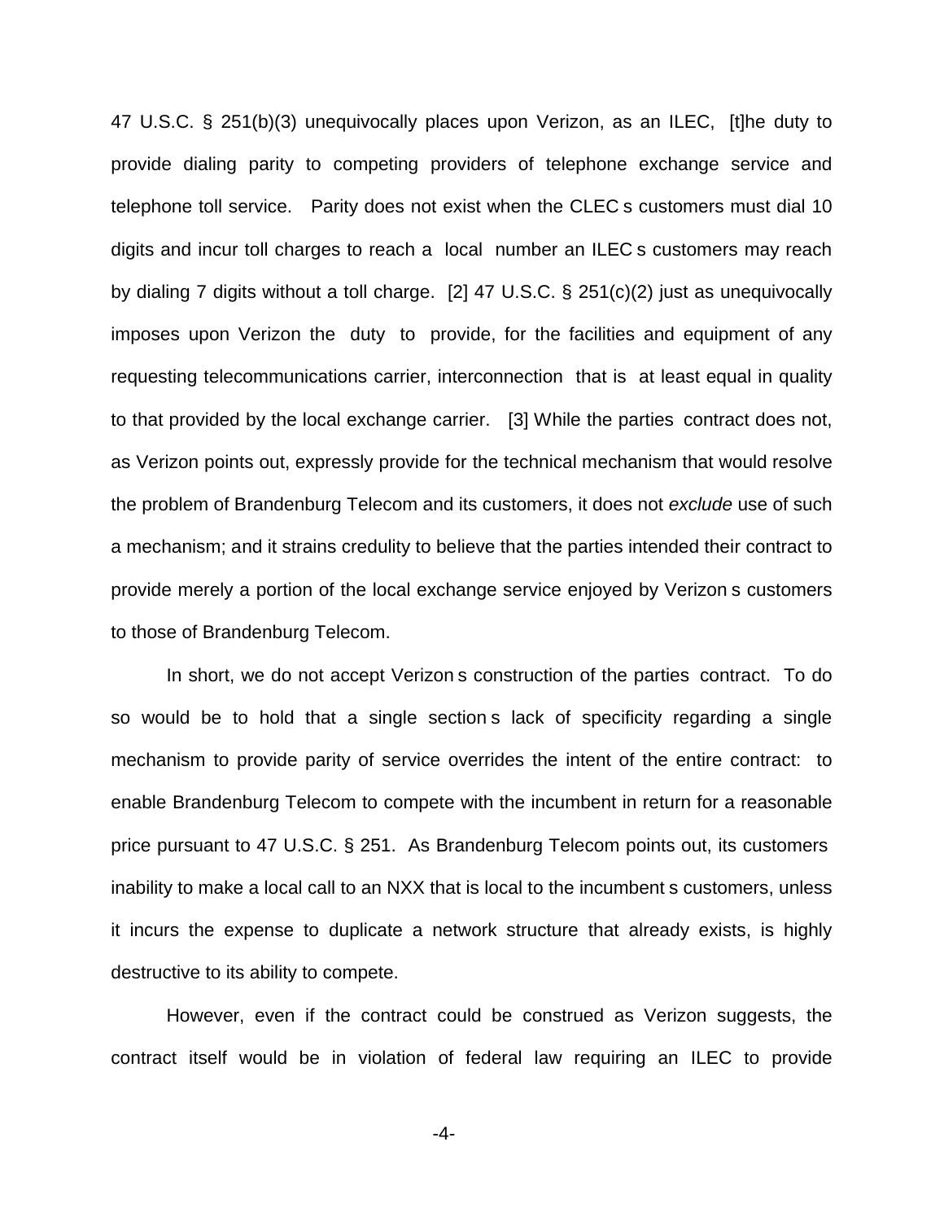47 U.S.C. § 251(b)(3) unequivocally places upon Verizon, as an ILEC, [t]he duty to provide dialing parity to competing providers of telephone exchange service and telephone toll service. Parity does not exist when the CLEC s customers must dial 10 digits and incur toll charges to reach a local number an ILEC s customers may reach by dialing 7 digits without a toll charge. [2] 47 U.S.C. § 251(c)(2) just as unequivocally imposes upon Verizon the duty to provide, for the facilities and equipment of any requesting telecommunications carrier, interconnection that is at least equal in quality to that provided by the local exchange carrier. [3] While the parties contract does not, as Verizon points out, expressly provide for the technical mechanism that would resolve the problem of Brandenburg Telecom and its customers, it does not *exclude* use of such a mechanism; and it strains credulity to believe that the parties intended their contract to provide merely a portion of the local exchange service enjoyed by Verizon s customers to those of Brandenburg Telecom.

In short, we do not accept Verizon s construction of the parties contract. To do so would be to hold that a single section s lack of specificity regarding a single mechanism to provide parity of service overrides the intent of the entire contract: to enable Brandenburg Telecom to compete with the incumbent in return for a reasonable price pursuant to 47 U.S.C. § 251. As Brandenburg Telecom points out, its customers inability to make a local call to an NXX that is local to the incumbent s customers, unless it incurs the expense to duplicate a network structure that already exists, is highly destructive to its ability to compete.

However, even if the contract could be construed as Verizon suggests, the contract itself would be in violation of federal law requiring an ILEC to provide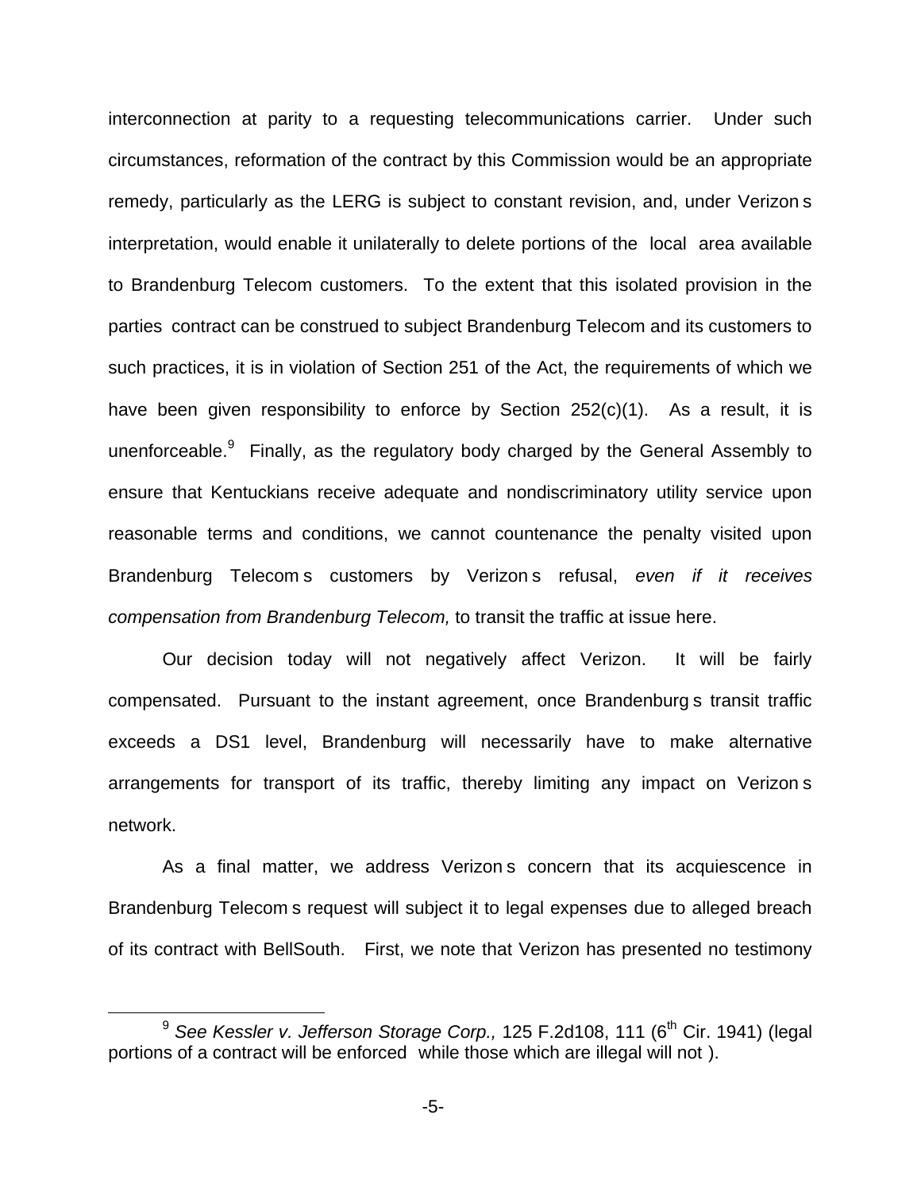interconnection at parity to a requesting telecommunications carrier. Under such circumstances, reformation of the contract by this Commission would be an appropriate remedy, particularly as the LERG is subject to constant revision, and, under Verizon s interpretation, would enable it unilaterally to delete portions of the local area available to Brandenburg Telecom customers. To the extent that this isolated provision in the parties contract can be construed to subject Brandenburg Telecom and its customers to such practices, it is in violation of Section 251 of the Act, the requirements of which we have been given responsibility to enforce by Section 252(c)(1). As a result, it is unenforceable.[9] Finally, as the regulatory body charged by the General Assembly to ensure that Kentuckians receive adequate and nondiscriminatory utility service upon reasonable terms and conditions, we cannot countenance the penalty visited upon Brandenburg Telecom s customers by Verizon s refusal, *even if it receives compensation from Brandenburg Telecom,* to transit the traffic at issue here.

Our decision today will not negatively affect Verizon. It will be fairly compensated. Pursuant to the instant agreement, once Brandenburg s transit traffic exceeds a DS1 level, Brandenburg will necessarily have to make alternative arrangements for transport of its traffic, thereby limiting any impact on Verizon s network.

As a final matter, we address Verizon s concern that its acquiescence in Brandenburg Telecom s request will subject it to legal expenses due to alleged breach of its contract with BellSouth. First, we note that Verizon has presented no testimony

---

[9] *See Kessler v. Jefferson Storage Corp.,* 125 F.2d108, 111 (6th Cir. 1941) (legal portions of a contract will be enforced while those which are illegal will not ).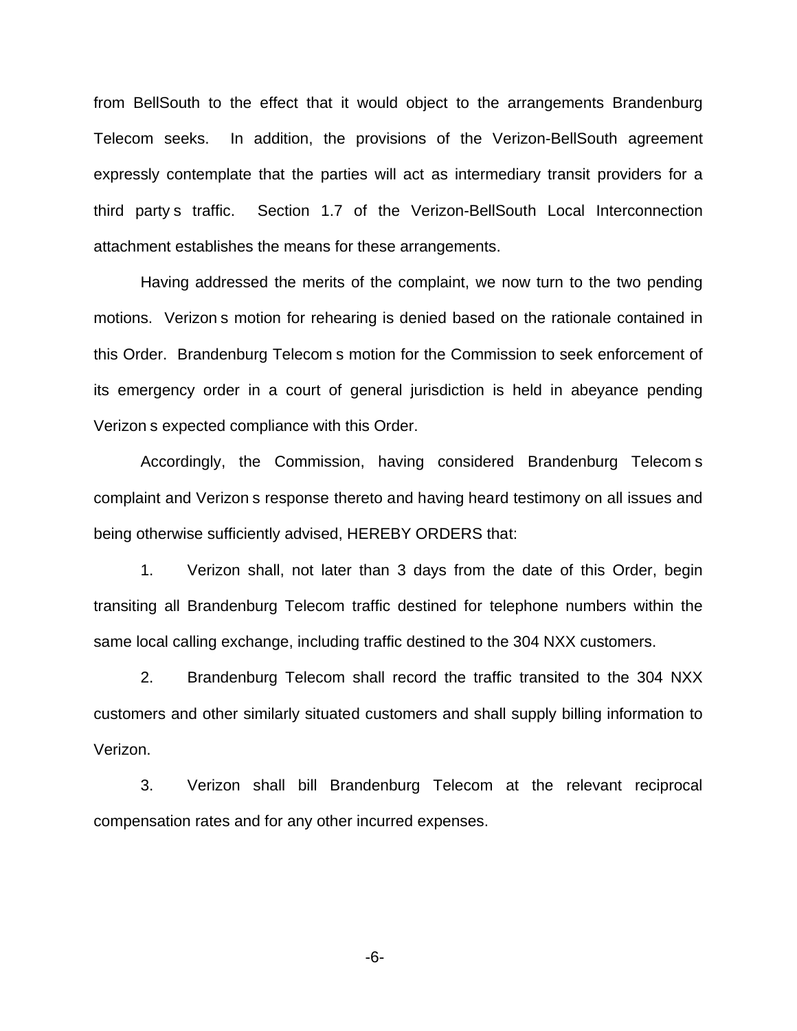from BellSouth to the effect that it would object to the arrangements Brandenburg Telecom seeks. In addition, the provisions of the Verizon-BellSouth agreement expressly contemplate that the parties will act as intermediary transit providers for a third party s traffic. Section 1.7 of the Verizon-BellSouth Local Interconnection attachment establishes the means for these arrangements.

Having addressed the merits of the complaint, we now turn to the two pending motions. Verizon s motion for rehearing is denied based on the rationale contained in this Order. Brandenburg Telecom s motion for the Commission to seek enforcement of its emergency order in a court of general jurisdiction is held in abeyance pending Verizon s expected compliance with this Order.

Accordingly, the Commission, having considered Brandenburg Telecom s complaint and Verizon s response thereto and having heard testimony on all issues and being otherwise sufficiently advised, HEREBY ORDERS that:

1. Verizon shall, not later than 3 days from the date of this Order, begin transiting all Brandenburg Telecom traffic destined for telephone numbers within the same local calling exchange, including traffic destined to the 304 NXX customers.

2. Brandenburg Telecom shall record the traffic transited to the 304 NXX customers and other similarly situated customers and shall supply billing information to Verizon.

3. Verizon shall bill Brandenburg Telecom at the relevant reciprocal compensation rates and for any other incurred expenses.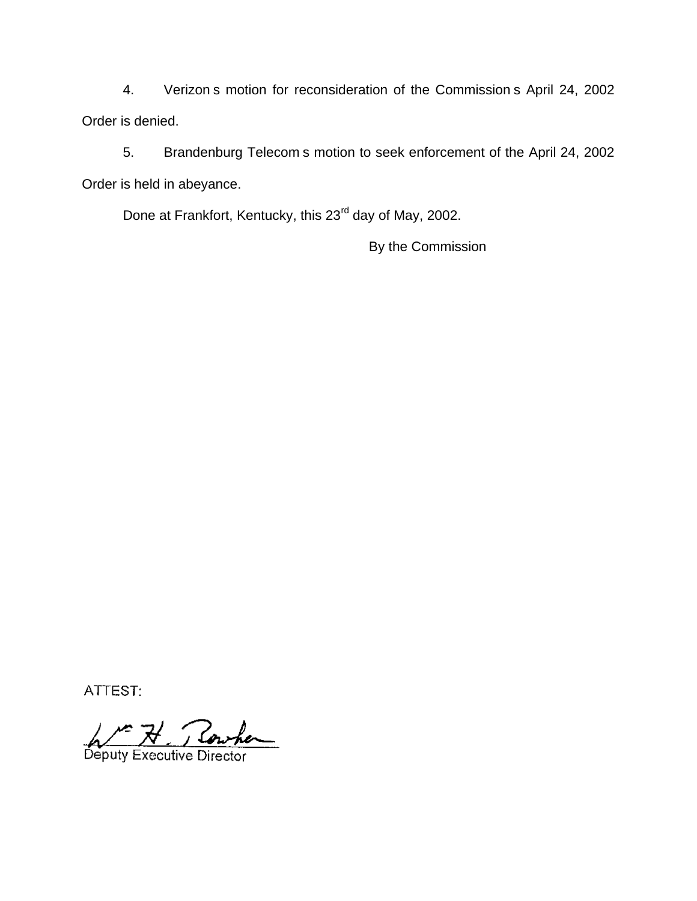4. Verizon s motion for reconsideration of the Commission s April 24, 2002 Order is denied.

5. Brandenburg Telecom s motion to seek enforcement of the April 24, 2002 Order is held in abeyance.

Done at Frankfort, Kentucky, this 23rd day of May, 2002.

By the Commission

ATTEST:

Deputy Executive Director